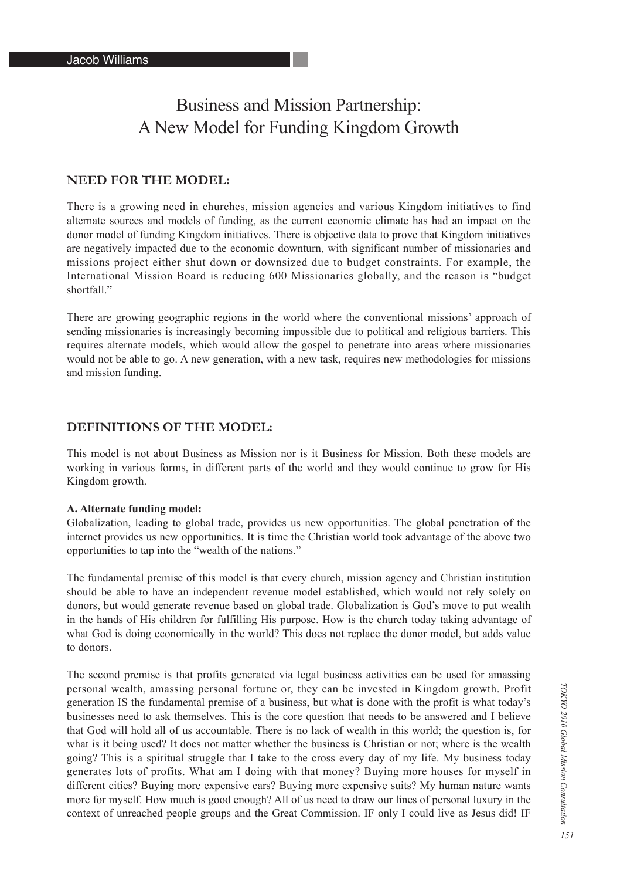Jacob Williams

# Business and Mission Partnership: A New Model for Funding Kingdom Growth

## NEED FOR THE MODEL:

There is a growing need in churches, mission agencies and various Kingdom initiatives to find alternate sources and models of funding, as the current economic climate has had an impact on the donor model of funding Kingdom initiatives. There is objective data to prove that Kingdom initiatives are negatively impacted due to the economic downturn, with significant number of missionaries and missions project either shut down or downsized due to budget constraints. For example, the International Mission Board is reducing 600 Missionaries globally, and the reason is "budget shortfall."

There are growing geographic regions in the world where the conventional missions' approach of sending missionaries is increasingly becoming impossible due to political and religious barriers. This requires alternate models, which would allow the gospel to penetrate into areas where missionaries would not be able to go. A new generation, with a new task, requires new methodologies for missions and mission funding.

## DEFINITIONS OF THE MODEL:

This model is not about Business as Mission nor is it Business for Mission. Both these models are working in various forms, in different parts of the world and they would continue to grow for His Kingdom growth.

**A. Alternate funding model:**
Globalization, leading to global trade, provides us new opportunities. The global penetration of the internet provides us new opportunities. It is time the Christian world took advantage of the above two opportunities to tap into the "wealth of the nations."

The fundamental premise of this model is that every church, mission agency and Christian institution should be able to have an independent revenue model established, which would not rely solely on donors, but would generate revenue based on global trade. Globalization is God's move to put wealth in the hands of His children for fulfilling His purpose. How is the church today taking advantage of what God is doing economically in the world? This does not replace the donor model, but adds value to donors.

The second premise is that profits generated via legal business activities can be used for amassing personal wealth, amassing personal fortune or, they can be invested in Kingdom growth. Profit generation IS the fundamental premise of a business, but what is done with the profit is what today's businesses need to ask themselves. This is the core question that needs to be answered and I believe that God will hold all of us accountable. There is no lack of wealth in this world; the question is, for what is it being used? It does not matter whether the business is Christian or not; where is the wealth going? This is a spiritual struggle that I take to the cross every day of my life. My business today generates lots of profits. What am I doing with that money? Buying more houses for myself in different cities? Buying more expensive cars? Buying more expensive suits? My human nature wants more for myself. How much is good enough? All of us need to draw our lines of personal luxury in the context of unreached people groups and the Great Commission. IF only I could live as Jesus did! IF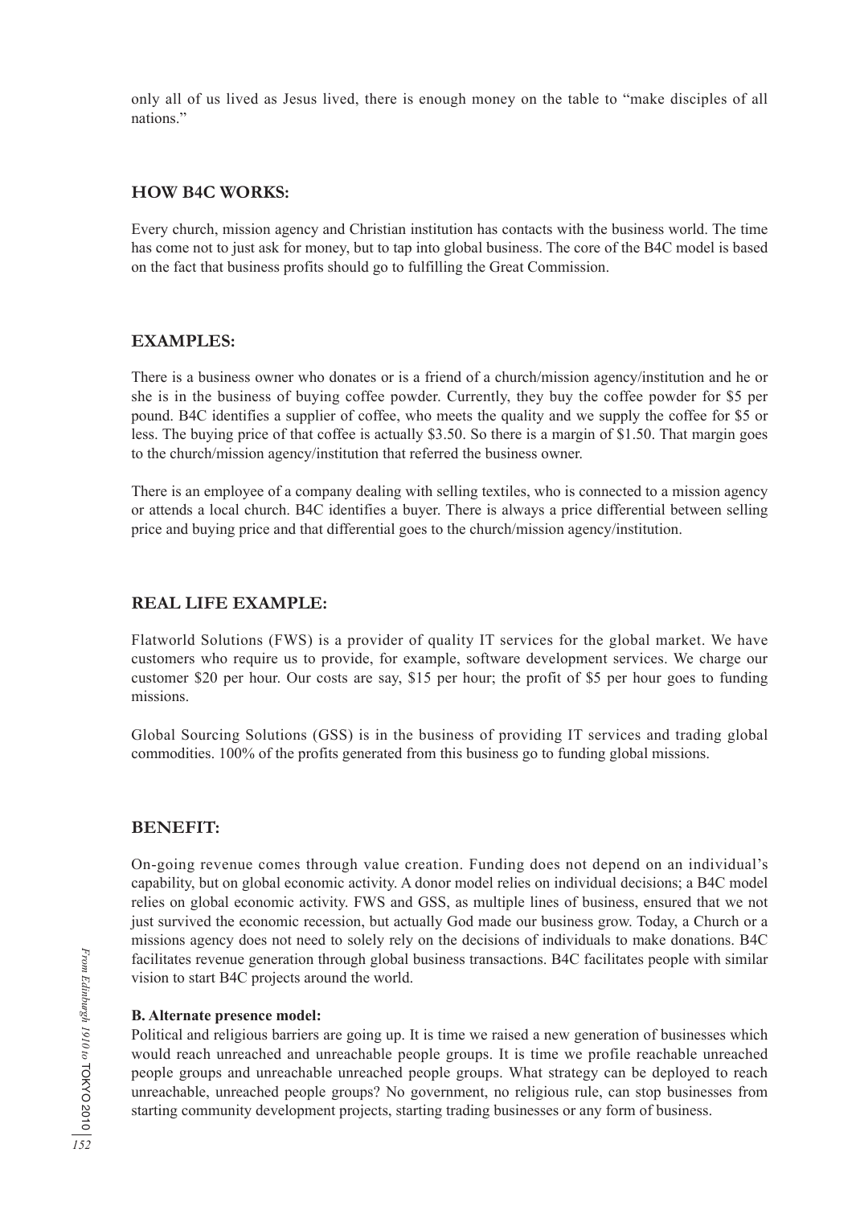only all of us lived as Jesus lived, there is enough money on the table to "make disciples of all nations."

## HOW B4C WORKS:

Every church, mission agency and Christian institution has contacts with the business world. The time has come not to just ask for money, but to tap into global business. The core of the B4C model is based on the fact that business profits should go to fulfilling the Great Commission.

## EXAMPLES:

There is a business owner who donates or is a friend of a church/mission agency/institution and he or she is in the business of buying coffee powder. Currently, they buy the coffee powder for $5 per pound. B4C identifies a supplier of coffee, who meets the quality and we supply the coffee for $5 or less. The buying price of that coffee is actually $3.50. So there is a margin of $1.50. That margin goes to the church/mission agency/institution that referred the business owner.

There is an employee of a company dealing with selling textiles, who is connected to a mission agency or attends a local church. B4C identifies a buyer. There is always a price differential between selling price and buying price and that differential goes to the church/mission agency/institution.

## REAL LIFE EXAMPLE:

Flatworld Solutions (FWS) is a provider of quality IT services for the global market. We have customers who require us to provide, for example, software development services. We charge our customer $20 per hour. Our costs are say, $15 per hour; the profit of $5 per hour goes to funding missions.

Global Sourcing Solutions (GSS) is in the business of providing IT services and trading global commodities. 100% of the profits generated from this business go to funding global missions.

## BENEFIT:

On-going revenue comes through value creation. Funding does not depend on an individual's capability, but on global economic activity. A donor model relies on individual decisions; a B4C model relies on global economic activity. FWS and GSS, as multiple lines of business, ensured that we not just survived the economic recession, but actually God made our business grow. Today, a Church or a missions agency does not need to solely rely on the decisions of individuals to make donations. B4C facilitates revenue generation through global business transactions. B4C facilitates people with similar vision to start B4C projects around the world.

**B. Alternate presence model:**

Political and religious barriers are going up. It is time we raised a new generation of businesses which would reach unreached and unreachable people groups. It is time we profile reachable unreached people groups and unreachable unreached people groups. What strategy can be deployed to reach unreachable, unreached people groups? No government, no religious rule, can stop businesses from starting community development projects, starting trading businesses or any form of business.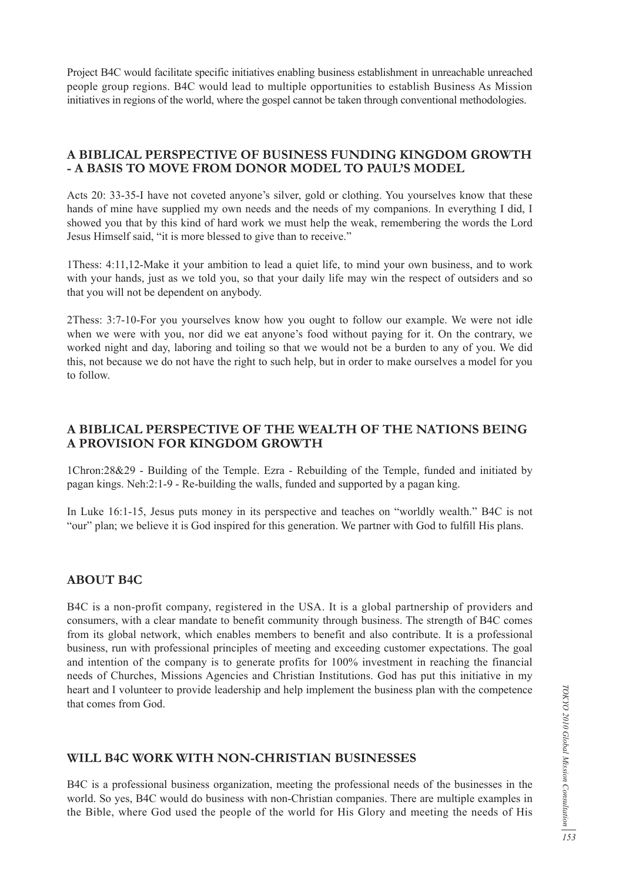Project B4C would facilitate specific initiatives enabling business establishment in unreachable unreached people group regions. B4C would lead to multiple opportunities to establish Business As Mission initiatives in regions of the world, where the gospel cannot be taken through conventional methodologies.

## A BIBLICAL PERSPECTIVE OF BUSINESS FUNDING KINGDOM GROWTH - A BASIS TO MOVE FROM DONOR MODEL TO PAUL'S MODEL

Acts 20: 33-35-I have not coveted anyone's silver, gold or clothing. You yourselves know that these hands of mine have supplied my own needs and the needs of my companions. In everything I did, I showed you that by this kind of hard work we must help the weak, remembering the words the Lord Jesus Himself said, "it is more blessed to give than to receive."

1Thess: 4:11,12-Make it your ambition to lead a quiet life, to mind your own business, and to work with your hands, just as we told you, so that your daily life may win the respect of outsiders and so that you will not be dependent on anybody.

2Thess: 3:7-10-For you yourselves know how you ought to follow our example. We were not idle when we were with you, nor did we eat anyone's food without paying for it. On the contrary, we worked night and day, laboring and toiling so that we would not be a burden to any of you. We did this, not because we do not have the right to such help, but in order to make ourselves a model for you to follow.

## A BIBLICAL PERSPECTIVE OF THE WEALTH OF THE NATIONS BEING A PROVISION FOR KINGDOM GROWTH

1Chron:28&29 - Building of the Temple. Ezra - Rebuilding of the Temple, funded and initiated by pagan kings. Neh:2:1-9 - Re-building the walls, funded and supported by a pagan king.

In Luke 16:1-15, Jesus puts money in its perspective and teaches on "worldly wealth." B4C is not "our" plan; we believe it is God inspired for this generation. We partner with God to fulfill His plans.

## ABOUT B4C

B4C is a non-profit company, registered in the USA. It is a global partnership of providers and consumers, with a clear mandate to benefit community through business. The strength of B4C comes from its global network, which enables members to benefit and also contribute. It is a professional business, run with professional principles of meeting and exceeding customer expectations. The goal and intention of the company is to generate profits for 100% investment in reaching the financial needs of Churches, Missions Agencies and Christian Institutions. God has put this initiative in my heart and I volunteer to provide leadership and help implement the business plan with the competence that comes from God.

## WILL B4C WORK WITH NON-CHRISTIAN BUSINESSES

B4C is a professional business organization, meeting the professional needs of the businesses in the world. So yes, B4C would do business with non-Christian companies. There are multiple examples in the Bible, where God used the people of the world for His Glory and meeting the needs of His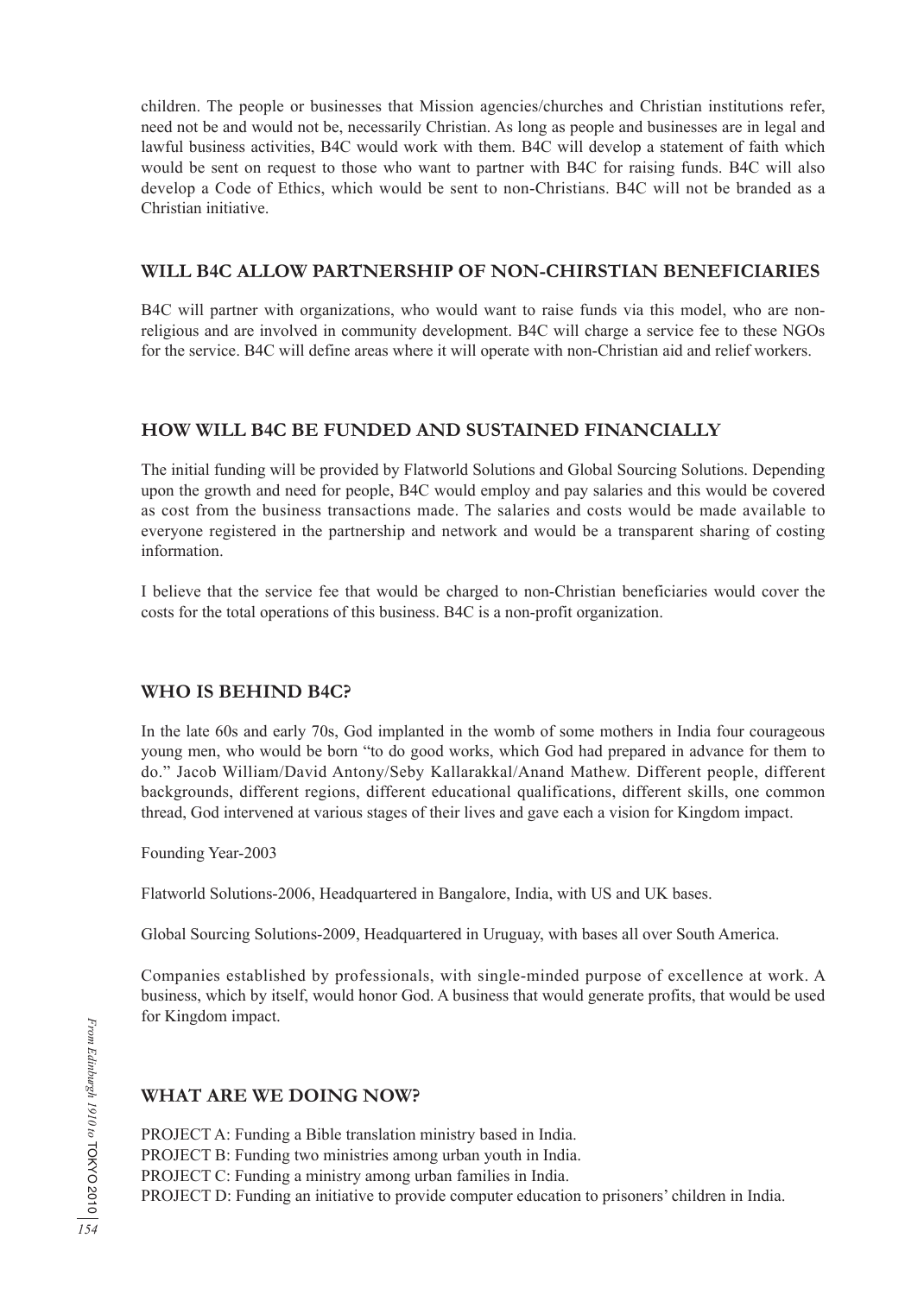children. The people or businesses that Mission agencies/churches and Christian institutions refer, need not be and would not be, necessarily Christian. As long as people and businesses are in legal and lawful business activities, B4C would work with them. B4C will develop a statement of faith which would be sent on request to those who want to partner with B4C for raising funds. B4C will also develop a Code of Ethics, which would be sent to non-Christians. B4C will not be branded as a Christian initiative.

## WILL B4C ALLOW PARTNERSHIP OF NON-CHIRSTIAN BENEFICIARIES

B4C will partner with organizations, who would want to raise funds via this model, who are non-religious and are involved in community development. B4C will charge a service fee to these NGOs for the service. B4C will define areas where it will operate with non-Christian aid and relief workers.

## HOW WILL B4C BE FUNDED AND SUSTAINED FINANCIALLY

The initial funding will be provided by Flatworld Solutions and Global Sourcing Solutions. Depending upon the growth and need for people, B4C would employ and pay salaries and this would be covered as cost from the business transactions made. The salaries and costs would be made available to everyone registered in the partnership and network and would be a transparent sharing of costing information.

I believe that the service fee that would be charged to non-Christian beneficiaries would cover the costs for the total operations of this business. B4C is a non-profit organization.

## WHO IS BEHIND B4C?

In the late 60s and early 70s, God implanted in the womb of some mothers in India four courageous young men, who would be born "to do good works, which God had prepared in advance for them to do." Jacob William/David Antony/Seby Kallarakkal/Anand Mathew. Different people, different backgrounds, different regions, different educational qualifications, different skills, one common thread, God intervened at various stages of their lives and gave each a vision for Kingdom impact.

Founding Year-2003

Flatworld Solutions-2006, Headquartered in Bangalore, India, with US and UK bases.

Global Sourcing Solutions-2009, Headquartered in Uruguay, with bases all over South America.

Companies established by professionals, with single-minded purpose of excellence at work. A business, which by itself, would honor God. A business that would generate profits, that would be used for Kingdom impact.

## WHAT ARE WE DOING NOW?

PROJECT A: Funding a Bible translation ministry based in India.
PROJECT B: Funding two ministries among urban youth in India.
PROJECT C: Funding a ministry among urban families in India.
PROJECT D: Funding an initiative to provide computer education to prisoners' children in India.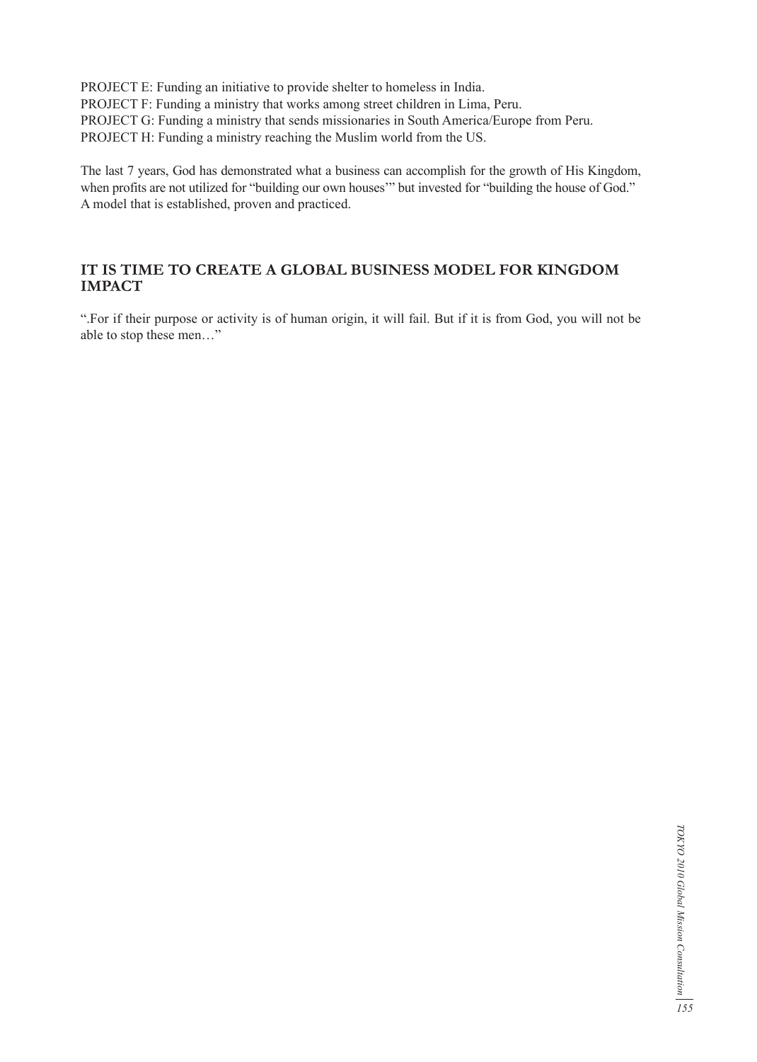PROJECT E: Funding an initiative to provide shelter to homeless in India.
PROJECT F: Funding a ministry that works among street children in Lima, Peru.
PROJECT G: Funding a ministry that sends missionaries in South America/Europe from Peru.
PROJECT H: Funding a ministry reaching the Muslim world from the US.

The last 7 years, God has demonstrated what a business can accomplish for the growth of His Kingdom, when profits are not utilized for "building our own houses'" but invested for "building the house of God." A model that is established, proven and practiced.

## IT IS TIME TO CREATE A GLOBAL BUSINESS MODEL FOR KINGDOM IMPACT

".For if their purpose or activity is of human origin, it will fail. But if it is from God, you will not be able to stop these men…"